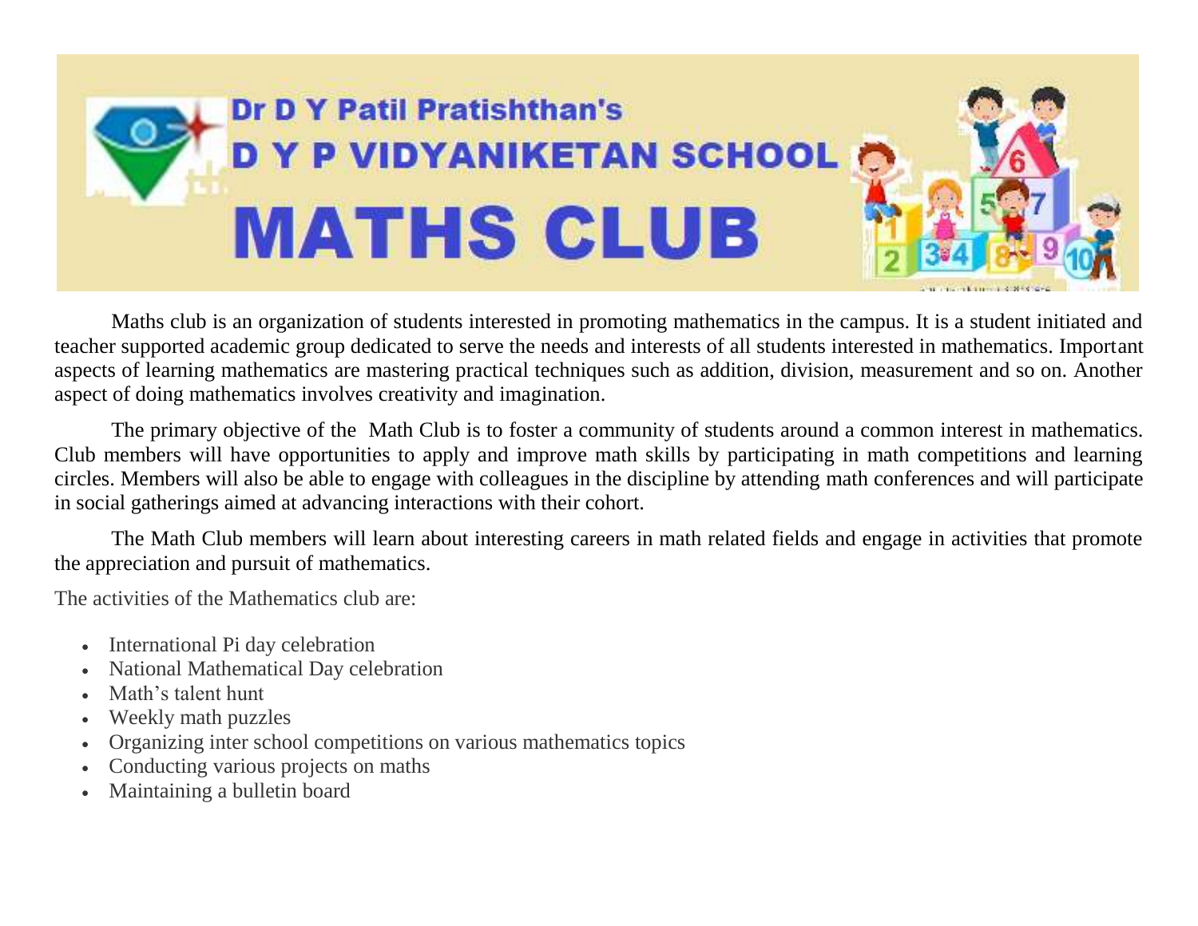# Dr D Y Patil Pratishthan's

# D Y P VIDYANIKETAN SCHOOL

# MATHS CLUB

Maths club is an organization of students interested in promoting mathematics in the campus. It is a student initiated and teacher supported academic group dedicated to serve the needs and interests of all students interested in mathematics. Important aspects of learning mathematics are mastering practical techniques such as addition, division, measurement and so on. Another aspect of doing mathematics involves creativity and imagination.

The primary objective of the Math Club is to foster a community of students around a common interest in mathematics. Club members will have opportunities to apply and improve math skills by participating in math competitions and learning circles. Members will also be able to engage with colleagues in the discipline by attending math conferences and will participate in social gatherings aimed at advancing interactions with their cohort.

The Math Club members will learn about interesting careers in math related fields and engage in activities that promote the appreciation and pursuit of mathematics.

The activities of the Mathematics club are:

- International Pi day celebration
- National Mathematical Day celebration
- Math's talent hunt
- Weekly math puzzles
- Organizing inter school competitions on various mathematics topics
- Conducting various projects on maths
- Maintaining a bulletin board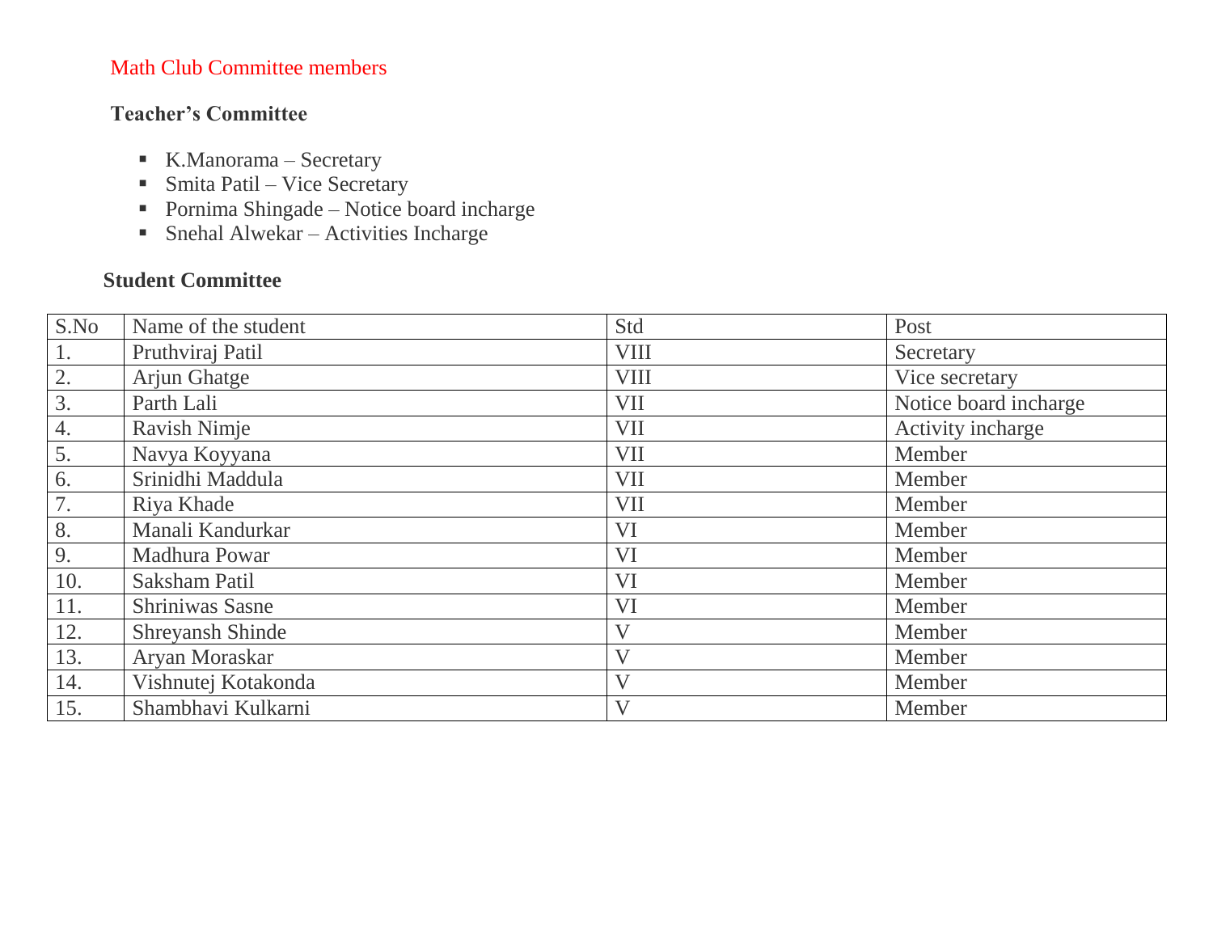## Math Club Committee members

### Teacher's Committee

- K.Manorama – Secretary
- Smita Patil – Vice Secretary
- Pornima Shingade – Notice board incharge
- Snehal Alwekar – Activities Incharge

### Student Committee

| S.No | Name of the student | Std | Post |
|---|---|---|---|
| 1. | Pruthviraj Patil | VIII | Secretary |
| 2. | Arjun Ghatge | VIII | Vice secretary |
| 3. | Parth Lali | VII | Notice board incharge |
| 4. | Ravish Nimje | VII | Activity incharge |
| 5. | Navya Koyyana | VII | Member |
| 6. | Srinidhi Maddula | VII | Member |
| 7. | Riya Khade | VII | Member |
| 8. | Manali Kandurkar | VI | Member |
| 9. | Madhura Powar | VI | Member |
| 10. | Saksham Patil | VI | Member |
| 11. | Shriniwas Sasne | VI | Member |
| 12. | Shreyansh Shinde | V | Member |
| 13. | Aryan Moraskar | V | Member |
| 14. | Vishnutej Kotakonda | V | Member |
| 15. | Shambhavi Kulkarni | V | Member |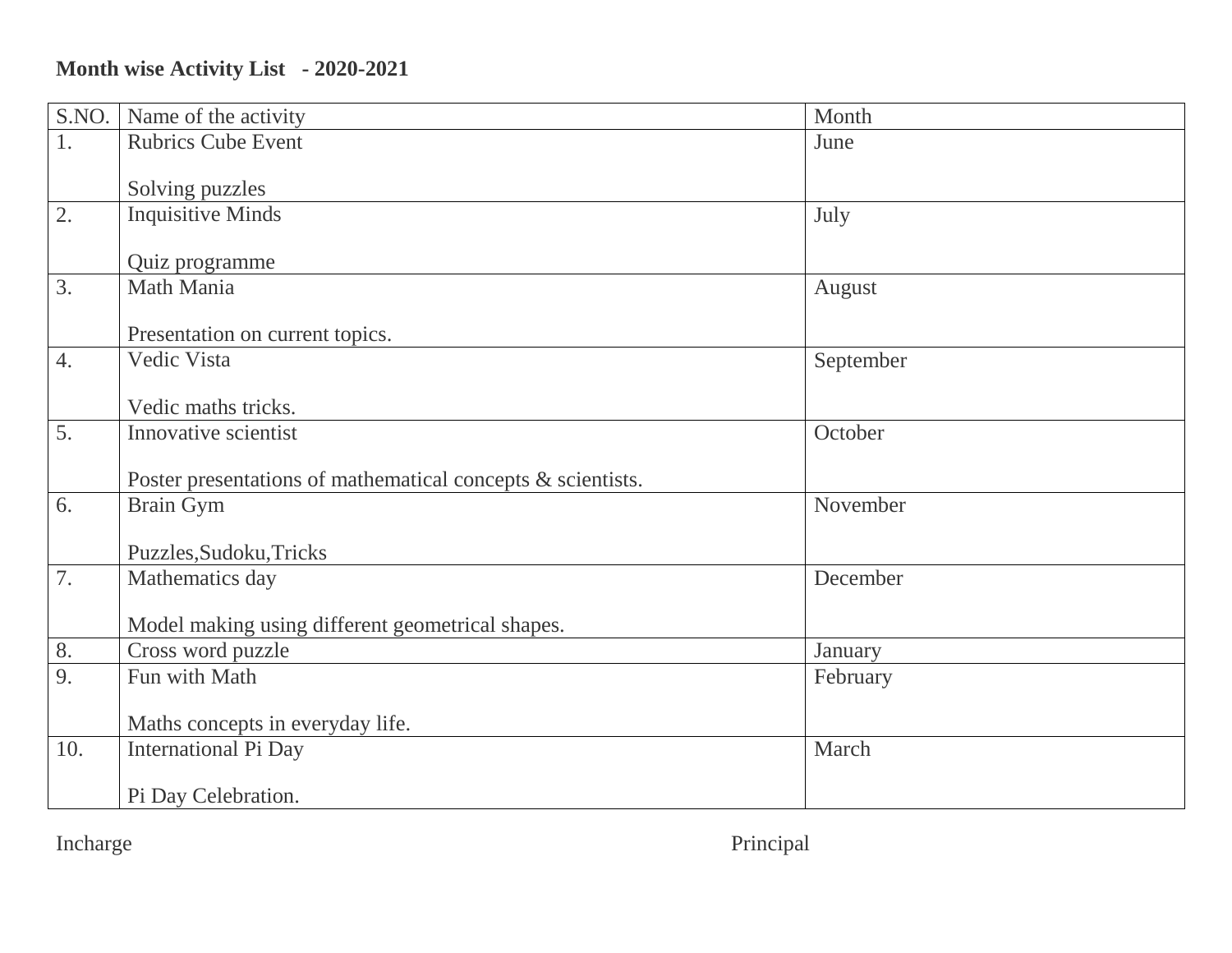**Month wise Activity List - 2020-2021**

| S.NO. | Name of the activity | Month |
|---|---|---|
| 1. | Rubrics Cube Event<br><br>Solving puzzles | June |
| 2. | Inquisitive Minds<br><br>Quiz programme | July |
| 3. | Math Mania<br><br>Presentation on current topics. | August |
| 4. | Vedic Vista<br><br>Vedic maths tricks. | September |
| 5. | Innovative scientist<br><br>Poster presentations of mathematical concepts & scientists. | October |
| 6. | Brain Gym<br><br>Puzzles,Sudoku,Tricks | November |
| 7. | Mathematics day<br><br>Model making using different geometrical shapes. | December |
| 8. | Cross word puzzle | January |
| 9. | Fun with Math<br><br>Maths concepts in everyday life. | February |
| 10. | International Pi Day<br><br>Pi Day Celebration. | March |

Incharge                                                                                    Principal